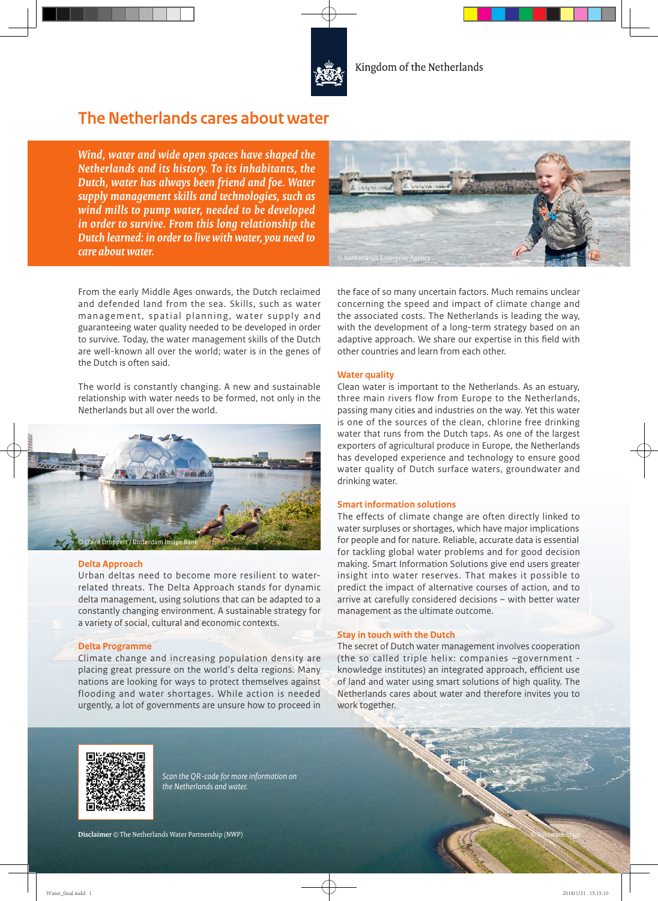Kingdom of the Netherlands

# The Netherlands cares about water

***Wind, water and wide open spaces have shaped the Netherlands and its history. To its inhabitants, the Dutch, water has always been friend and foe. Water supply management skills and technologies, such as wind mills to pump water, needed to be developed in order to survive. From this long relationship the Dutch learned: in order to live with water, you need to care about water.***

© Netherlands Enterprise Agency

From the early Middle Ages onwards, the Dutch reclaimed and defended land from the sea. Skills, such as water management, spatial planning, water supply and guaranteeing water quality needed to be developed in order to survive. Today, the water management skills of the Dutch are well-known all over the world; water is in the genes of the Dutch is often said.

The world is constantly changing. A new and sustainable relationship with water needs to be formed, not only in the Netherlands but all over the world.

© Claire Droppert / Rotterdam Image Bank

## Delta Approach

Urban deltas need to become more resilient to water-related threats. The Delta Approach stands for dynamic delta management, using solutions that can be adapted to a constantly changing environment. A sustainable strategy for a variety of social, cultural and economic contexts.

## Delta Programme

Climate change and increasing population density are placing great pressure on the world's delta regions. Many nations are looking for ways to protect themselves against flooding and water shortages. While action is needed urgently, a lot of governments are unsure how to proceed in the face of so many uncertain factors. Much remains unclear concerning the speed and impact of climate change and the associated costs. The Netherlands is leading the way, with the development of a long-term strategy based on an adaptive approach. We share our expertise in this field with other countries and learn from each other.

## Water quality

Clean water is important to the Netherlands. As an estuary, three main rivers flow from Europe to the Netherlands, passing many cities and industries on the way. Yet this water is one of the sources of the clean, chlorine free drinking water that runs from the Dutch taps. As one of the largest exporters of agricultural produce in Europe, the Netherlands has developed experience and technology to ensure good water quality of Dutch surface waters, groundwater and drinking water.

## Smart information solutions

The effects of climate change are often directly linked to water surpluses or shortages, which have major implications for people and for nature. Reliable, accurate data is essential for tackling global water problems and for good decision making. Smart Information Solutions give end users greater insight into water reserves. That makes it possible to predict the impact of alternative courses of action, and to arrive at carefully considered decisions – with better water management as the ultimate outcome.

## Stay in touch with the Dutch

The secret of Dutch water management involves cooperation (the so called triple helix: companies –government - knowledge institutes) an integrated approach, efficient use of land and water using smart solutions of high quality. The Netherlands cares about water and therefore invites you to work together.

*Scan the QR-code for more information on the Netherlands and water.*

**Disclaimer** © The Netherlands Water Partnership (NWP)

© Rijkswaterstaat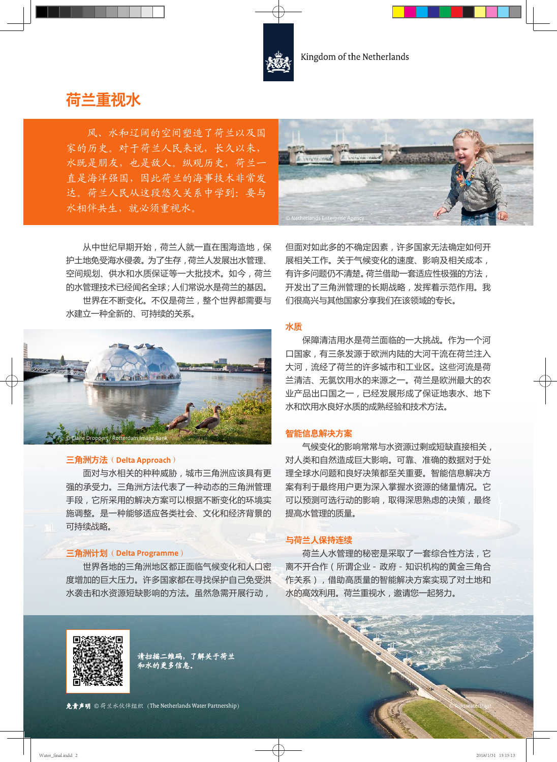Kingdom of the Netherlands

# 荷兰重视水

风、水和辽阔的空间塑造了荷兰以及国家的历史。对于荷兰人民来说，长久以来，水既是朋友，也是敌人。纵观历史，荷兰一直是海洋强国，因此荷兰的海事技术非常发达。荷兰人民从这段悠久关系中学到：要与水相伴共生，就必须重视水。

© Netherlands Enterprise Agency

从中世纪早期开始，荷兰人就一直在围海造地，保护土地免受海水侵袭。为了生存，荷兰人发展出水管理、空间规划、供水和水质保证等一大批技术。如今，荷兰的水管理技术已经闻名全球；人们常说水是荷兰的基因。

世界在不断变化。不仅是荷兰，整个世界都需要与水建立一种全新的、可持续的关系。

© Claire Droppert / Rotterdam Image Bank

## 三角洲方法（Delta Approach）

面对与水相关的种种威胁，城市三角洲应该具有更强的承受力。三角洲方法代表了一种动态的三角洲管理手段，它所采用的解决方案可以根据不断变化的环境实施调整。是一种能够适应各类社会、文化和经济背景的可持续战略。

## 三角洲计划（Delta Programme）

世界各地的三角洲地区都正面临气候变化和人口密度增加的巨大压力。许多国家都在寻找保护自己免受洪水袭击和水资源短缺影响的方法。虽然急需开展行动，但面对如此多的不确定因素，许多国家无法确定如何开展相关工作。关于气候变化的速度、影响及相关成本，有许多问题仍不清楚。荷兰借助一套适应性极强的方法，开发出了三角洲管理的长期战略，发挥着示范作用。我们很高兴与其他国家分享我们在该领域的专长。

## 水质

保障清洁用水是荷兰面临的一大挑战。作为一个河口国家，有三条发源于欧洲内陆的大河干流在荷兰注入大河，流经了荷兰的许多城市和工业区。这些河流是荷兰清洁、无氯饮用水的来源之一。荷兰是欧洲最大的农业产品出口国之一，已经发展形成了保证地表水、地下水和饮用水良好水质的成熟经验和技术方法。

## 智能信息解决方案

气候变化的影响常常与水资源过剩或短缺直接相关，对人类和自然造成巨大影响。可靠、准确的数据对于处理全球水问题和良好决策都至关重要。智能信息解决方案有利于最终用户更为深入掌握水资源的储量情况。它可以预测可选行动的影响，取得深思熟虑的决策，最终提高水管理的质量。

## 与荷兰人保持连续

荷兰人水管理的秘密是采取了一套综合性方法，它离不开合作（所谓企业 - 政府 - 知识机构的黄金三角合作关系），借助高质量的智能解决方案实现了对土地和水的高效利用。荷兰重视水，邀请您一起努力。

请扫描二维码，了解关于荷兰和水的更多信息。

**免责声明** © 荷兰水伙伴组织（The Netherlands Water Partnership）

© Rijkswaterstaat